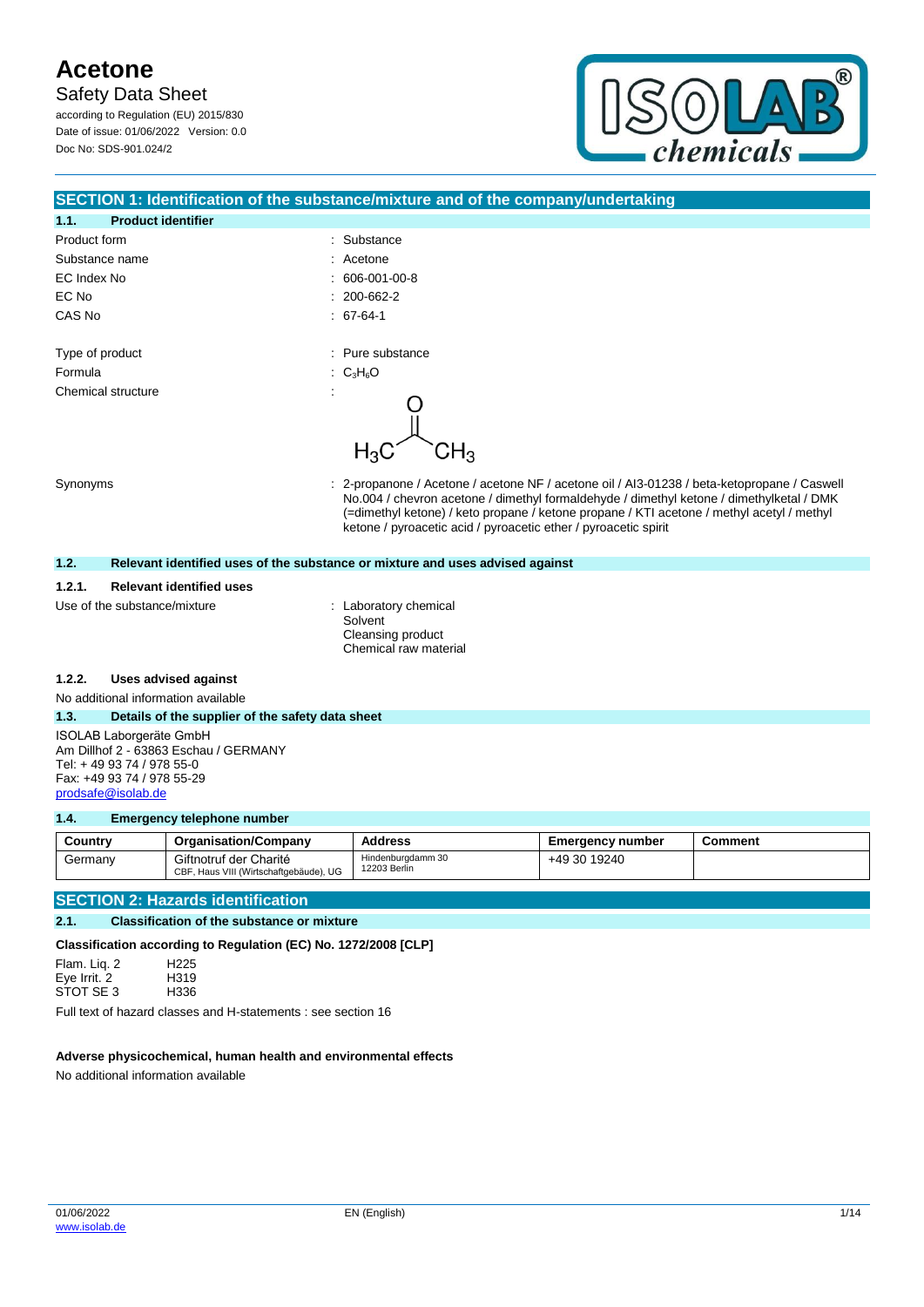# Acetone

Safety Data Sheet

according to Regulation (EU) 2015/830
Date of issue: 01/06/2022 Version: 0.0
Doc No: SDS-901.024/2

## SECTION 1: Identification of the substance/mixture and of the company/undertaking

### 1.1. Product identifier

| | |
|---|---|
| Product form | : Substance |
| Substance name | : Acetone |
| EC Index No | : 606-001-00-8 |
| EC No | : 200-662-2 |
| CAS No | : 67-64-1 |
| Type of product | : Pure substance |
| Formula | : $C_3H_6O$ |
| Chemical structure | : |
| Synonyms | : 2-propanone / Acetone / acetone NF / acetone oil / AI3-01238 / beta-ketopropane / Caswell No.004 / chevron acetone / dimethyl formaldehyde / dimethyl ketone / dimethylketal / DMK (=dimethyl ketone) / keto propane / ketone propane / KTI acetone / methyl acetyl / methyl ketone / pyroacetic acid / pyroacetic ether / pyroacetic spirit |

### 1.2. Relevant identified uses of the substance or mixture and uses advised against

#### 1.2.1. Relevant identified uses

Use of the substance/mixture : Laboratory chemical
Solvent
Cleansing product
Chemical raw material

#### 1.2.2. Uses advised against

No additional information available

### 1.3. Details of the supplier of the safety data sheet

ISOLAB Laborgeräte GmbH
Am Dillhof 2 - 63863 Eschau / GERMANY
Tel: + 49 93 74 / 978 55-0
Fax: +49 93 74 / 978 55-29
prodsafe@isolab.de

### 1.4. Emergency telephone number

| Country | Organisation/Company | Address | Emergency number | Comment |
|---|---|---|---|---|
| Germany | Giftnotruf der Charité<br>CBF, Haus VIII (Wirtschaftgebäude), UG | Hindenburgdamm 30<br>12203 Berlin | +49 30 19240 | |

## SECTION 2: Hazards identification

### 2.1. Classification of the substance or mixture

**Classification according to Regulation (EC) No. 1272/2008 [CLP]**

Flam. Liq. 2 H225
Eye Irrit. 2 H319
STOT SE 3 H336

Full text of hazard classes and H-statements : see section 16

**Adverse physicochemical, human health and environmental effects**

No additional information available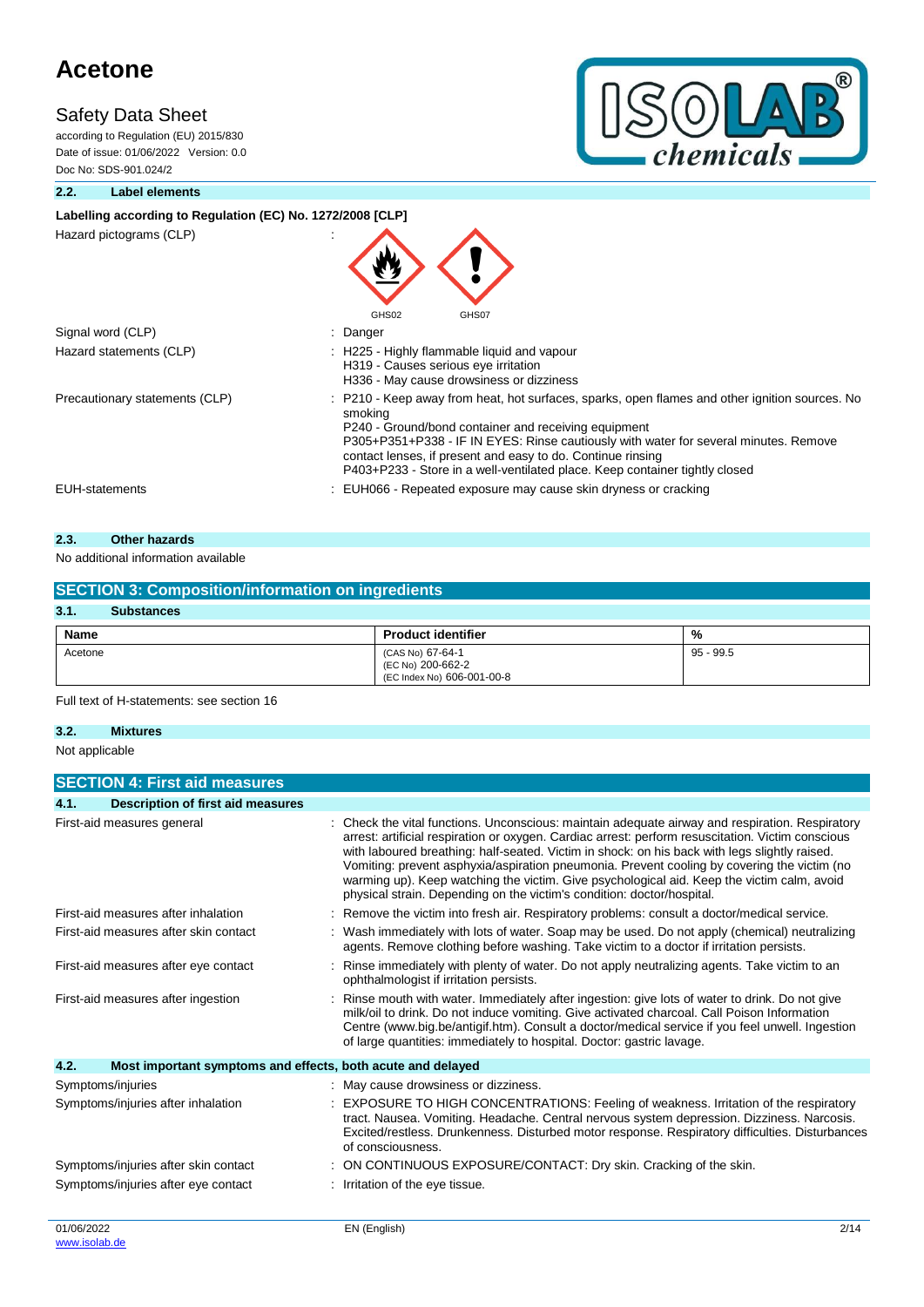### 2.2. Label elements

**Labelling according to Regulation (EC) No. 1272/2008 [CLP]**

| | |
|---|---|
| Hazard pictograms (CLP) | : GHS02 GHS07 |
| Signal word (CLP) | : Danger |
| Hazard statements (CLP) | : H225 - Highly flammable liquid and vapour<br>H319 - Causes serious eye irritation<br>H336 - May cause drowsiness or dizziness |
| Precautionary statements (CLP) | : P210 - Keep away from heat, hot surfaces, sparks, open flames and other ignition sources. No smoking<br>P240 - Ground/bond container and receiving equipment<br>P305+P351+P338 - IF IN EYES: Rinse cautiously with water for several minutes. Remove contact lenses, if present and easy to do. Continue rinsing<br>P403+P233 - Store in a well-ventilated place. Keep container tightly closed |
| EUH-statements | : EUH066 - Repeated exposure may cause skin dryness or cracking |

### 2.3. Other hazards

No additional information available

## SECTION 3: Composition/information on ingredients

### 3.1. Substances

| Name | Product identifier | % |
|---|---|---|
| Acetone | (CAS No) 67-64-1<br>(EC No) 200-662-2<br>(EC Index No) 606-001-00-8 | 95 - 99.5 |

Full text of H-statements: see section 16

### 3.2. Mixtures

Not applicable

## SECTION 4: First aid measures

### 4.1. Description of first aid measures

| | |
|---|---|
| First-aid measures general | : Check the vital functions. Unconscious: maintain adequate airway and respiration. Respiratory arrest: artificial respiration or oxygen. Cardiac arrest: perform resuscitation. Victim conscious with laboured breathing: half-seated. Victim in shock: on his back with legs slightly raised. Vomiting: prevent asphyxia/aspiration pneumonia. Prevent cooling by covering the victim (no warming up). Keep watching the victim. Give psychological aid. Keep the victim calm, avoid physical strain. Depending on the victim's condition: doctor/hospital. |
| First-aid measures after inhalation | : Remove the victim into fresh air. Respiratory problems: consult a doctor/medical service. |
| First-aid measures after skin contact | : Wash immediately with lots of water. Soap may be used. Do not apply (chemical) neutralizing agents. Remove clothing before washing. Take victim to a doctor if irritation persists. |
| First-aid measures after eye contact | : Rinse immediately with plenty of water. Do not apply neutralizing agents. Take victim to an ophthalmologist if irritation persists. |
| First-aid measures after ingestion | : Rinse mouth with water. Immediately after ingestion: give lots of water to drink. Do not give milk/oil to drink. Do not induce vomiting. Give activated charcoal. Call Poison Information Centre (www.big.be/antigif.htm). Consult a doctor/medical service if you feel unwell. Ingestion of large quantities: immediately to hospital. Doctor: gastric lavage. |

### 4.2. Most important symptoms and effects, both acute and delayed

| | |
|---|---|
| Symptoms/injuries | : May cause drowsiness or dizziness. |
| Symptoms/injuries after inhalation | : EXPOSURE TO HIGH CONCENTRATIONS: Feeling of weakness. Irritation of the respiratory tract. Nausea. Vomiting. Headache. Central nervous system depression. Dizziness. Narcosis. Excited/restless. Drunkenness. Disturbed motor response. Respiratory difficulties. Disturbances of consciousness. |
| Symptoms/injuries after skin contact | : ON CONTINUOUS EXPOSURE/CONTACT: Dry skin. Cracking of the skin. |
| Symptoms/injuries after eye contact | : Irritation of the eye tissue. |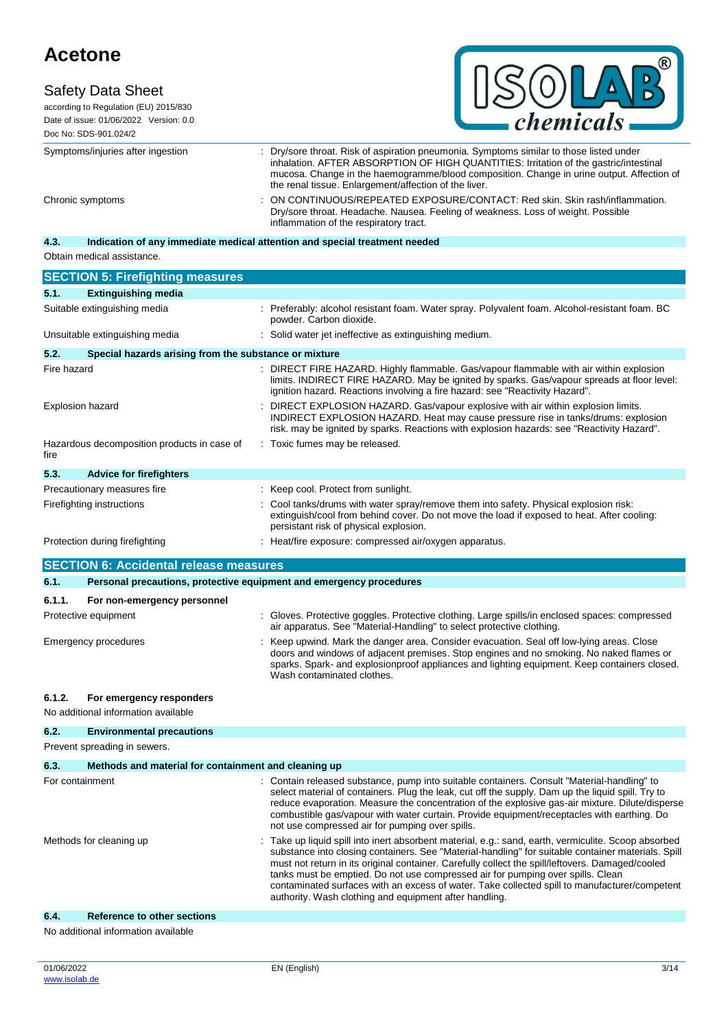| | |
|---|---|
| Symptoms/injuries after ingestion | : Dry/sore throat. Risk of aspiration pneumonia. Symptoms similar to those listed under inhalation. AFTER ABSORPTION OF HIGH QUANTITIES: Irritation of the gastric/intestinal mucosa. Change in the haemogramme/blood composition. Change in urine output. Affection of the renal tissue. Enlargement/affection of the liver. |
| Chronic symptoms | : ON CONTINUOUS/REPEATED EXPOSURE/CONTACT: Red skin. Skin rash/inflammation. Dry/sore throat. Headache. Nausea. Feeling of weakness. Loss of weight. Possible inflammation of the respiratory tract. |

#### 4.3. Indication of any immediate medical attention and special treatment needed

Obtain medical assistance.

## SECTION 5: Firefighting measures

### 5.1. Extinguishing media

| | |
|---|---|
| Suitable extinguishing media | : Preferably: alcohol resistant foam. Water spray. Polyvalent foam. Alcohol-resistant foam. BC powder. Carbon dioxide. |
| Unsuitable extinguishing media | : Solid water jet ineffective as extinguishing medium. |

### 5.2. Special hazards arising from the substance or mixture

| | |
|---|---|
| Fire hazard | : DIRECT FIRE HAZARD. Highly flammable. Gas/vapour flammable with air within explosion limits. INDIRECT FIRE HAZARD. May be ignited by sparks. Gas/vapour spreads at floor level: ignition hazard. Reactions involving a fire hazard: see "Reactivity Hazard". |
| Explosion hazard | : DIRECT EXPLOSION HAZARD. Gas/vapour explosive with air within explosion limits. INDIRECT EXPLOSION HAZARD. Heat may cause pressure rise in tanks/drums: explosion risk. may be ignited by sparks. Reactions with explosion hazards: see "Reactivity Hazard". |
| Hazardous decomposition products in case of fire | : Toxic fumes may be released. |

### 5.3. Advice for firefighters

| | |
|---|---|
| Precautionary measures fire | : Keep cool. Protect from sunlight. |
| Firefighting instructions | : Cool tanks/drums with water spray/remove them into safety. Physical explosion risk: extinguish/cool from behind cover. Do not move the load if exposed to heat. After cooling: persistant risk of physical explosion. |
| Protection during firefighting | : Heat/fire exposure: compressed air/oxygen apparatus. |

## SECTION 6: Accidental release measures

### 6.1. Personal precautions, protective equipment and emergency procedures

#### 6.1.1. For non-emergency personnel

| | |
|---|---|
| Protective equipment | : Gloves. Protective goggles. Protective clothing. Large spills/in enclosed spaces: compressed air apparatus. See "Material-Handling" to select protective clothing. |
| Emergency procedures | : Keep upwind. Mark the danger area. Consider evacuation. Seal off low-lying areas. Close doors and windows of adjacent premises. Stop engines and no smoking. No naked flames or sparks. Spark- and explosionproof appliances and lighting equipment. Keep containers closed. Wash contaminated clothes. |

#### 6.1.2. For emergency responders

No additional information available

### 6.2. Environmental precautions

Prevent spreading in sewers.

### 6.3. Methods and material for containment and cleaning up

| | |
|---|---|
| For containment | : Contain released substance, pump into suitable containers. Consult "Material-handling" to select material of containers. Plug the leak, cut off the supply. Dam up the liquid spill. Try to reduce evaporation. Measure the concentration of the explosive gas-air mixture. Dilute/disperse combustible gas/vapour with water curtain. Provide equipment/receptacles with earthing. Do not use compressed air for pumping over spills. |
| Methods for cleaning up | : Take up liquid spill into inert absorbent material, e.g.: sand, earth, vermiculite. Scoop absorbed substance into closing containers. See "Material-handling" for suitable container materials. Spill must not return in its original container. Carefully collect the spill/leftovers. Damaged/cooled tanks must be emptied. Do not use compressed air for pumping over spills. Clean contaminated surfaces with an excess of water. Take collected spill to manufacturer/competent authority. Wash clothing and equipment after handling. |

### 6.4. Reference to other sections

No additional information available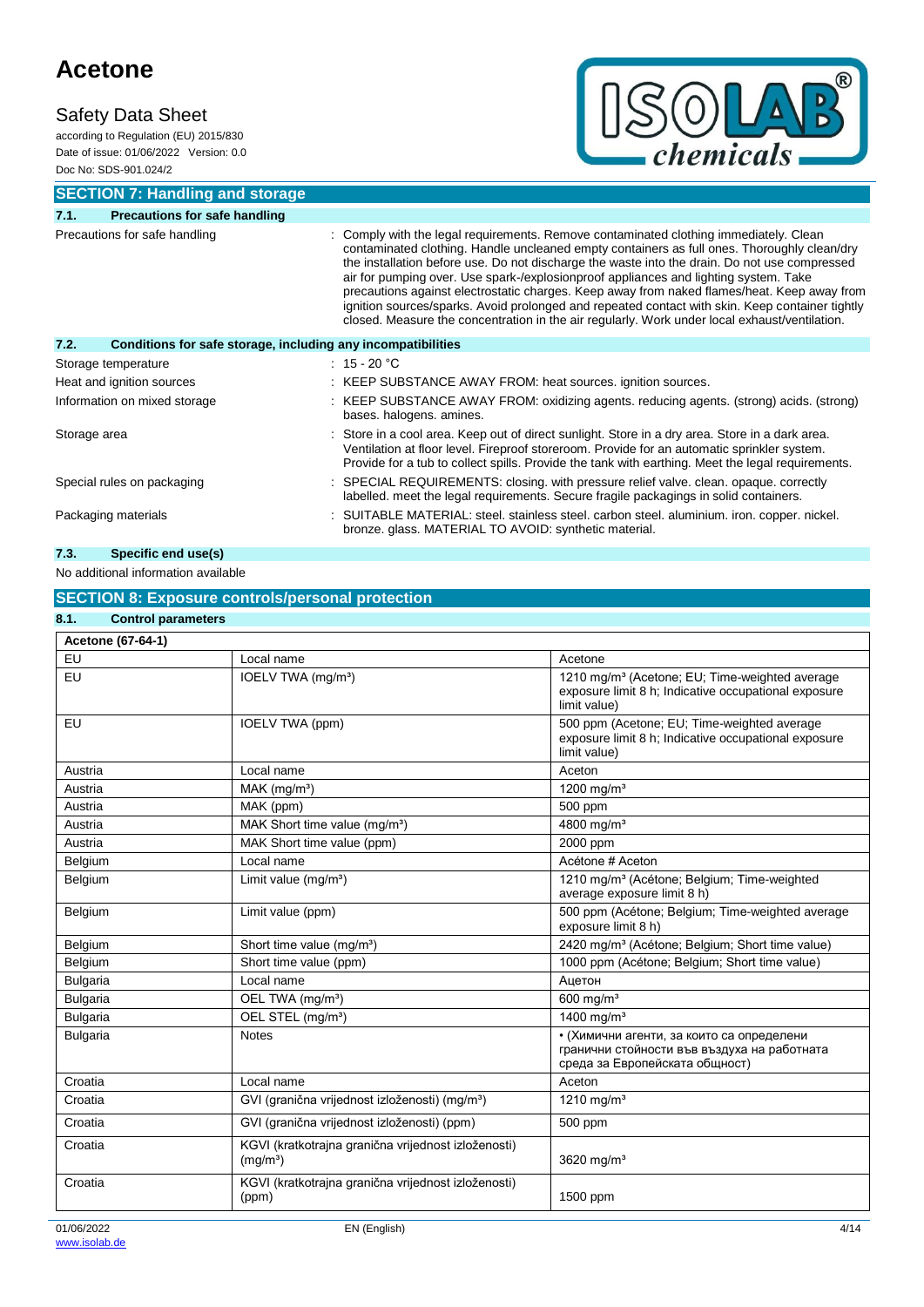## SECTION 7: Handling and storage

### 7.1. Precautions for safe handling

Precautions for safe handling : Comply with the legal requirements. Remove contaminated clothing immediately. Clean contaminated clothing. Handle uncleaned empty containers as full ones. Thoroughly clean/dry the installation before use. Do not discharge the waste into the drain. Do not use compressed air for pumping over. Use spark-/explosionproof appliances and lighting system. Take precautions against electrostatic charges. Keep away from naked flames/heat. Keep away from ignition sources/sparks. Avoid prolonged and repeated contact with skin. Keep container tightly closed. Measure the concentration in the air regularly. Work under local exhaust/ventilation.

### 7.2. Conditions for safe storage, including any incompatibilities

Storage temperature : 15 - 20 °C

Heat and ignition sources : KEEP SUBSTANCE AWAY FROM: heat sources. ignition sources.

Information on mixed storage : KEEP SUBSTANCE AWAY FROM: oxidizing agents. reducing agents. (strong) acids. (strong) bases. halogens. amines.

Storage area : Store in a cool area. Keep out of direct sunlight. Store in a dry area. Store in a dark area. Ventilation at floor level. Fireproof storeroom. Provide for an automatic sprinkler system. Provide for a tub to collect spills. Provide the tank with earthing. Meet the legal requirements.

Special rules on packaging : SPECIAL REQUIREMENTS: closing. with pressure relief valve. clean. opaque. correctly labelled. meet the legal requirements. Secure fragile packagings in solid containers.

Packaging materials : SUITABLE MATERIAL: steel. stainless steel. carbon steel. aluminium. iron. copper. nickel. bronze. glass. MATERIAL TO AVOID: synthetic material.

### 7.3. Specific end use(s)

No additional information available

## SECTION 8: Exposure controls/personal protection

### 8.1. Control parameters

| Acetone (67-64-1) | | |
|---|---|---|
| EU | Local name | Acetone |
| EU | IOELV TWA (mg/m³) | 1210 mg/m³ (Acetone; EU; Time-weighted average exposure limit 8 h; Indicative occupational exposure limit value) |
| EU | IOELV TWA (ppm) | 500 ppm (Acetone; EU; Time-weighted average exposure limit 8 h; Indicative occupational exposure limit value) |
| Austria | Local name | Aceton |
| Austria | MAK (mg/m³) | 1200 mg/m³ |
| Austria | MAK (ppm) | 500 ppm |
| Austria | MAK Short time value (mg/m³) | 4800 mg/m³ |
| Austria | MAK Short time value (ppm) | 2000 ppm |
| Belgium | Local name | Acétone # Aceton |
| Belgium | Limit value (mg/m³) | 1210 mg/m³ (Acétone; Belgium; Time-weighted average exposure limit 8 h) |
| Belgium | Limit value (ppm) | 500 ppm (Acétone; Belgium; Time-weighted average exposure limit 8 h) |
| Belgium | Short time value (mg/m³) | 2420 mg/m³ (Acétone; Belgium; Short time value) |
| Belgium | Short time value (ppm) | 1000 ppm (Acétone; Belgium; Short time value) |
| Bulgaria | Local name | Ацетон |
| Bulgaria | OEL TWA (mg/m³) | 600 mg/m³ |
| Bulgaria | OEL STEL (mg/m³) | 1400 mg/m³ |
| Bulgaria | Notes | • (Химични агенти, за които са определени гранични стойности във въздуха на работната среда за Европейската общност) |
| Croatia | Local name | Aceton |
| Croatia | GVI (granična vrijednost izloženosti) (mg/m³) | 1210 mg/m³ |
| Croatia | GVI (granična vrijednost izloženosti) (ppm) | 500 ppm |
| Croatia | KGVI (kratkotrajna granična vrijednost izloženosti) (mg/m³) | 3620 mg/m³ |
| Croatia | KGVI (kratkotrajna granična vrijednost izloženosti) (ppm) | 1500 ppm |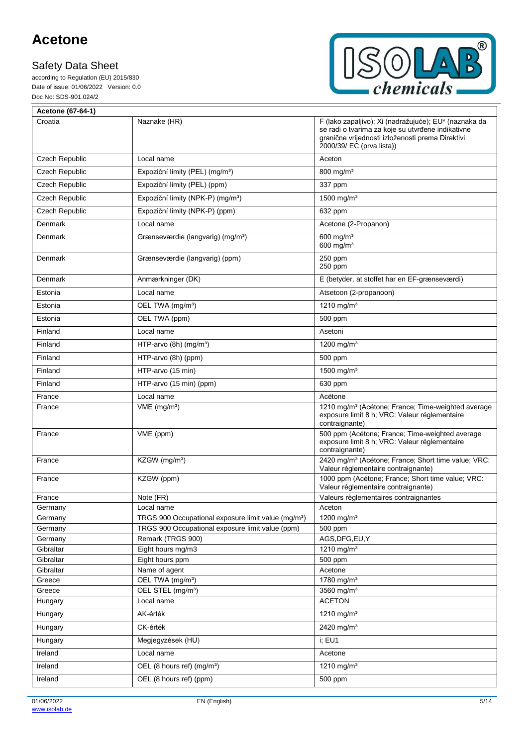| Acetone (67-64-1) | | |
|---|---|---|
| Croatia | Naznake (HR) | F (lako zapaljivo); Xi (nadražujuće); EU* (naznaka da se radi o tvarima za koje su utvrđene indikativne granične vrijednosti izloženosti prema Direktivi 2000/39/ EC (prva lista)) |
| Czech Republic | Local name | Aceton |
| Czech Republic | Expoziční limity (PEL) (mg/m³) | 800 mg/m³ |
| Czech Republic | Expoziční limity (PEL) (ppm) | 337 ppm |
| Czech Republic | Expoziční limity (NPK-P) (mg/m³) | 1500 mg/m³ |
| Czech Republic | Expoziční limity (NPK-P) (ppm) | 632 ppm |
| Denmark | Local name | Acetone (2-Propanon) |
| Denmark | Grænseværdie (langvarig) (mg/m³) | 600 mg/m³<br>600 mg/m³ |
| Denmark | Grænseværdie (langvarig) (ppm) | 250 ppm<br>250 ppm |
| Denmark | Anmærkninger (DK) | E (betyder, at stoffet har en EF-grænseværdi) |
| Estonia | Local name | Atsetoon (2-propanoon) |
| Estonia | OEL TWA (mg/m³) | 1210 mg/m³ |
| Estonia | OEL TWA (ppm) | 500 ppm |
| Finland | Local name | Asetoni |
| Finland | HTP-arvo (8h) (mg/m³) | 1200 mg/m³ |
| Finland | HTP-arvo (8h) (ppm) | 500 ppm |
| Finland | HTP-arvo (15 min) | 1500 mg/m³ |
| Finland | HTP-arvo (15 min) (ppm) | 630 ppm |
| France | Local name | Acétone |
| France | VME (mg/m³) | 1210 mg/m³ (Acétone; France; Time-weighted average exposure limit 8 h; VRC: Valeur réglementaire contraignante) |
| France | VME (ppm) | 500 ppm (Acétone; France; Time-weighted average exposure limit 8 h; VRC: Valeur réglementaire contraignante) |
| France | KZGW (mg/m³) | 2420 mg/m³ (Acétone; France; Short time value; VRC: Valeur réglementaire contraignante) |
| France | KZGW (ppm) | 1000 ppm (Acétone; France; Short time value; VRC: Valeur réglementaire contraignante) |
| France | Note (FR) | Valeurs règlementaires contraignantes |
| Germany | Local name | Aceton |
| Germany | TRGS 900 Occupational exposure limit value (mg/m³) | 1200 mg/m³ |
| Germany | TRGS 900 Occupational exposure limit value (ppm) | 500 ppm |
| Germany | Remark (TRGS 900) | AGS,DFG,EU,Y |
| Gibraltar | Eight hours mg/m3 | 1210 mg/m³ |
| Gibraltar | Eight hours ppm | 500 ppm |
| Gibraltar | Name of agent | Acetone |
| Greece | OEL TWA (mg/m³) | 1780 mg/m³ |
| Greece | OEL STEL (mg/m³) | 3560 mg/m³ |
| Hungary | Local name | ACETON |
| Hungary | AK-érték | 1210 mg/m³ |
| Hungary | CK-érték | 2420 mg/m³ |
| Hungary | Megjegyzések (HU) | i; EU1 |
| Ireland | Local name | Acetone |
| Ireland | OEL (8 hours ref) (mg/m³) | 1210 mg/m³ |
| Ireland | OEL (8 hours ref) (ppm) | 500 ppm |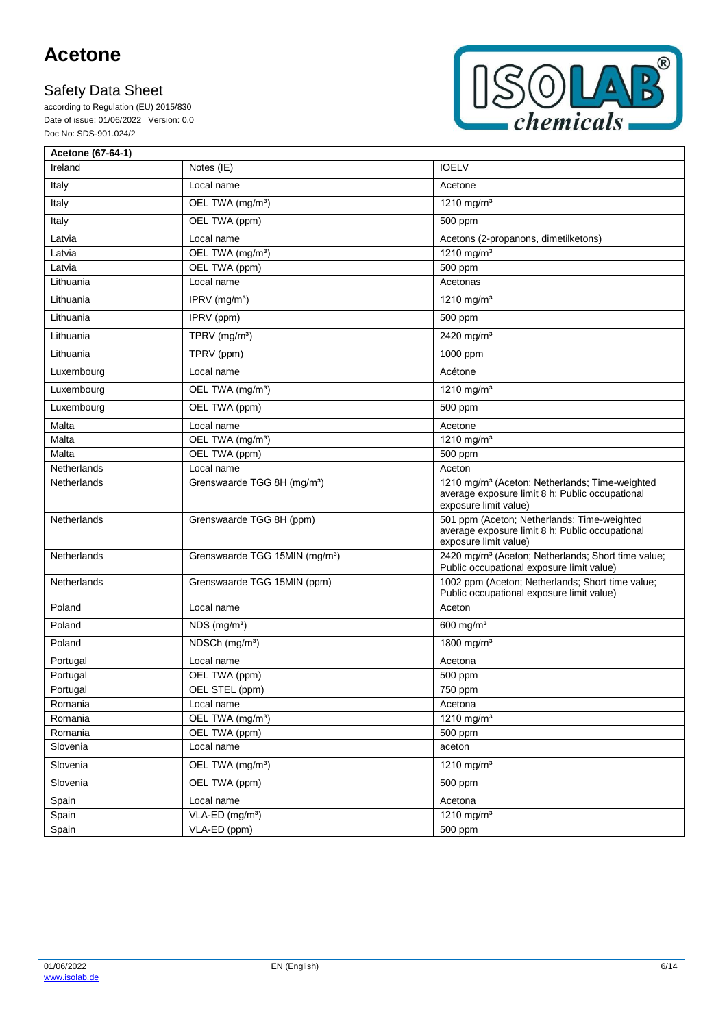| Acetone (67-64-1) | | |
|---|---|---|
| Ireland | Notes (IE) | IOELV |
| Italy | Local name | Acetone |
| Italy | OEL TWA (mg/m³) | 1210 mg/m³ |
| Italy | OEL TWA (ppm) | 500 ppm |
| Latvia | Local name | Acetons (2-propanons, dimetilketons) |
| Latvia | OEL TWA (mg/m³) | 1210 mg/m³ |
| Latvia | OEL TWA (ppm) | 500 ppm |
| Lithuania | Local name | Acetonas |
| Lithuania | IPRV (mg/m³) | 1210 mg/m³ |
| Lithuania | IPRV (ppm) | 500 ppm |
| Lithuania | TPRV (mg/m³) | 2420 mg/m³ |
| Lithuania | TPRV (ppm) | 1000 ppm |
| Luxembourg | Local name | Acétone |
| Luxembourg | OEL TWA (mg/m³) | 1210 mg/m³ |
| Luxembourg | OEL TWA (ppm) | 500 ppm |
| Malta | Local name | Acetone |
| Malta | OEL TWA (mg/m³) | 1210 mg/m³ |
| Malta | OEL TWA (ppm) | 500 ppm |
| Netherlands | Local name | Aceton |
| Netherlands | Grenswaarde TGG 8H (mg/m³) | 1210 mg/m³ (Aceton; Netherlands; Time-weighted average exposure limit 8 h; Public occupational exposure limit value) |
| Netherlands | Grenswaarde TGG 8H (ppm) | 501 ppm (Aceton; Netherlands; Time-weighted average exposure limit 8 h; Public occupational exposure limit value) |
| Netherlands | Grenswaarde TGG 15MIN (mg/m³) | 2420 mg/m³ (Aceton; Netherlands; Short time value; Public occupational exposure limit value) |
| Netherlands | Grenswaarde TGG 15MIN (ppm) | 1002 ppm (Aceton; Netherlands; Short time value; Public occupational exposure limit value) |
| Poland | Local name | Aceton |
| Poland | NDS (mg/m³) | 600 mg/m³ |
| Poland | NDSCh (mg/m³) | 1800 mg/m³ |
| Portugal | Local name | Acetona |
| Portugal | OEL TWA (ppm) | 500 ppm |
| Portugal | OEL STEL (ppm) | 750 ppm |
| Romania | Local name | Acetona |
| Romania | OEL TWA (mg/m³) | 1210 mg/m³ |
| Romania | OEL TWA (ppm) | 500 ppm |
| Slovenia | Local name | aceton |
| Slovenia | OEL TWA (mg/m³) | 1210 mg/m³ |
| Slovenia | OEL TWA (ppm) | 500 ppm |
| Spain | Local name | Acetona |
| Spain | VLA-ED (mg/m³) | 1210 mg/m³ |
| Spain | VLA-ED (ppm) | 500 ppm |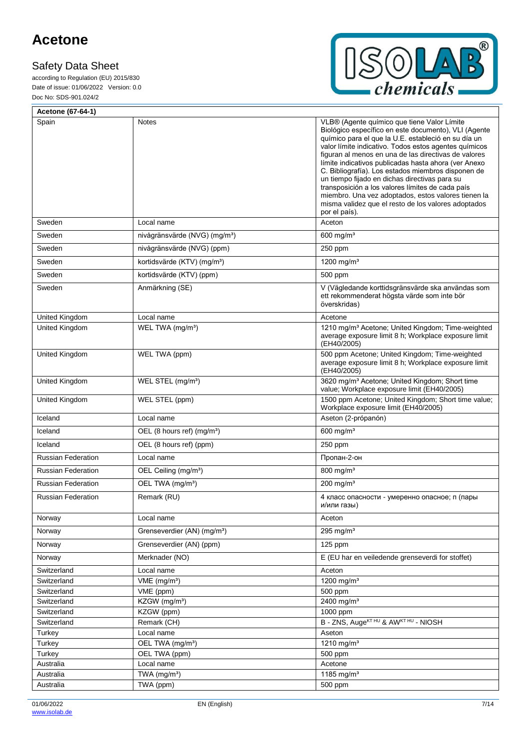| Acetone (67-64-1) | | |
|---|---|---|
| Spain | Notes | VLB® (Agente químico que tiene Valor Límite Biológico específico en este documento), VLI (Agente químico para el que la U.E. estableció en su día un valor límite indicativo. Todos estos agentes químicos figuran al menos en una de las directivas de valores límite indicativos publicadas hasta ahora (ver Anexo C. Bibliografía). Los estados miembros disponen de un tiempo fijado en dichas directivas para su transposición a los valores límites de cada país miembro. Una vez adoptados, estos valores tienen la misma validez que el resto de los valores adoptados por el país). |
| Sweden | Local name | Aceton |
| Sweden | nivågränsvärde (NVG) (mg/m³) | 600 mg/m³ |
| Sweden | nivågränsvärde (NVG) (ppm) | 250 ppm |
| Sweden | kortidsvärde (KTV) (mg/m³) | 1200 mg/m³ |
| Sweden | kortidsvärde (KTV) (ppm) | 500 ppm |
| Sweden | Anmärkning (SE) | V (Vägledande korttidsgränsvärde ska användas som ett rekommenderat högsta värde som inte bör överskridas) |
| United Kingdom | Local name | Acetone |
| United Kingdom | WEL TWA (mg/m³) | 1210 mg/m³ Acetone; United Kingdom; Time-weighted average exposure limit 8 h; Workplace exposure limit (EH40/2005) |
| United Kingdom | WEL TWA (ppm) | 500 ppm Acetone; United Kingdom; Time-weighted average exposure limit 8 h; Workplace exposure limit (EH40/2005) |
| United Kingdom | WEL STEL (mg/m³) | 3620 mg/m³ Acetone; United Kingdom; Short time value; Workplace exposure limit (EH40/2005) |
| United Kingdom | WEL STEL (ppm) | 1500 ppm Acetone; United Kingdom; Short time value; Workplace exposure limit (EH40/2005) |
| Iceland | Local name | Aseton (2-própanón) |
| Iceland | OEL (8 hours ref) (mg/m³) | 600 mg/m³ |
| Iceland | OEL (8 hours ref) (ppm) | 250 ppm |
| Russian Federation | Local name | Пропан-2-он |
| Russian Federation | OEL Ceiling (mg/m³) | 800 mg/m³ |
| Russian Federation | OEL TWA (mg/m³) | 200 mg/m³ |
| Russian Federation | Remark (RU) | 4 класс опасности - умеренно опасное; п (пары и/или газы) |
| Norway | Local name | Aceton |
| Norway | Grenseverdier (AN) (mg/m³) | 295 mg/m³ |
| Norway | Grenseverdier (AN) (ppm) | 125 ppm |
| Norway | Merknader (NO) | E (EU har en veiledende grenseverdi for stoffet) |
| Switzerland | Local name | Aceton |
| Switzerland | VME (mg/m³) | 1200 mg/m³ |
| Switzerland | VME (ppm) | 500 ppm |
| Switzerland | KZGW (mg/m³) | 2400 mg/m³ |
| Switzerland | KZGW (ppm) | 1000 ppm |
| Switzerland | Remark (CH) | B - ZNS, Auge[KT HU] & AW[KT HU] - NIOSH |
| Turkey | Local name | Aseton |
| Turkey | OEL TWA (mg/m³) | 1210 mg/m³ |
| Turkey | OEL TWA (ppm) | 500 ppm |
| Australia | Local name | Acetone |
| Australia | TWA (mg/m³) | 1185 mg/m³ |
| Australia | TWA (ppm) | 500 ppm |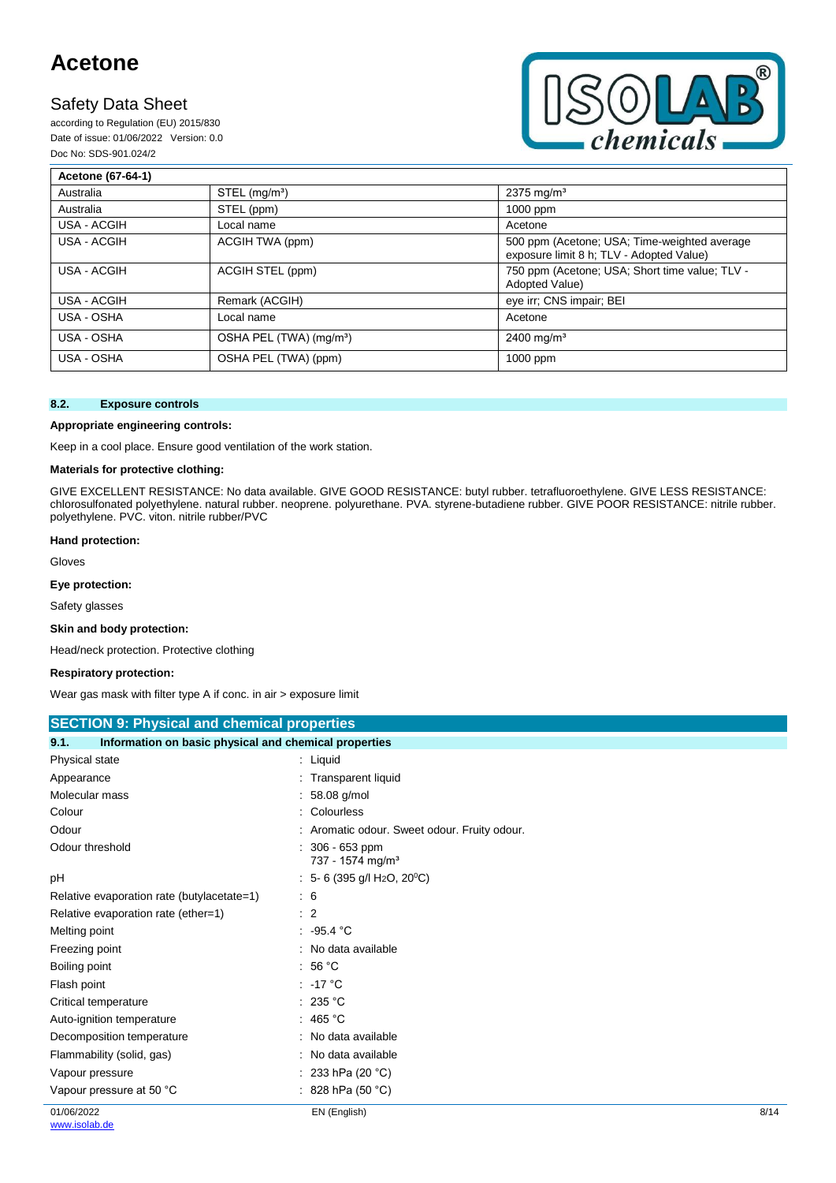| Acetone (67-64-1) | | |
|---|---|---|
| Australia | STEL (mg/m³) | 2375 mg/m³ |
| Australia | STEL (ppm) | 1000 ppm |
| USA - ACGIH | Local name | Acetone |
| USA - ACGIH | ACGIH TWA (ppm) | 500 ppm (Acetone; USA; Time-weighted average exposure limit 8 h; TLV - Adopted Value) |
| USA - ACGIH | ACGIH STEL (ppm) | 750 ppm (Acetone; USA; Short time value; TLV - Adopted Value) |
| USA - ACGIH | Remark (ACGIH) | eye irr; CNS impair; BEI |
| USA - OSHA | Local name | Acetone |
| USA - OSHA | OSHA PEL (TWA) (mg/m³) | 2400 mg/m³ |
| USA - OSHA | OSHA PEL (TWA) (ppm) | 1000 ppm |

### 8.2. Exposure controls

**Appropriate engineering controls:**

Keep in a cool place. Ensure good ventilation of the work station.

**Materials for protective clothing:**

GIVE EXCELLENT RESISTANCE: No data available. GIVE GOOD RESISTANCE: butyl rubber. tetrafluoroethylene. GIVE LESS RESISTANCE: chlorosulfonated polyethylene. natural rubber. neoprene. polyurethane. PVA. styrene-butadiene rubber. GIVE POOR RESISTANCE: nitrile rubber. polyethylene. PVC. viton. nitrile rubber/PVC

**Hand protection:**

Gloves

**Eye protection:**

Safety glasses

**Skin and body protection:**

Head/neck protection. Protective clothing

**Respiratory protection:**

Wear gas mask with filter type A if conc. in air > exposure limit

## SECTION 9: Physical and chemical properties

### 9.1. Information on basic physical and chemical properties

| | |
|---|---|
| Physical state | : Liquid |
| Appearance | : Transparent liquid |
| Molecular mass | : 58.08 g/mol |
| Colour | : Colourless |
| Odour | : Aromatic odour. Sweet odour. Fruity odour. |
| Odour threshold | : 306 - 653 ppm<br>737 - 1574 mg/m³ |
| pH | : 5- 6 (395 g/l $H_2O$, 20°C) |
| Relative evaporation rate (butylacetate=1) | : 6 |
| Relative evaporation rate (ether=1) | : 2 |
| Melting point | : -95.4 °C |
| Freezing point | : No data available |
| Boiling point | : 56 °C |
| Flash point | : -17 °C |
| Critical temperature | : 235 °C |
| Auto-ignition temperature | : 465 °C |
| Decomposition temperature | : No data available |
| Flammability (solid, gas) | : No data available |
| Vapour pressure | : 233 hPa (20 °C) |
| Vapour pressure at 50 °C | : 828 hPa (50 °C) |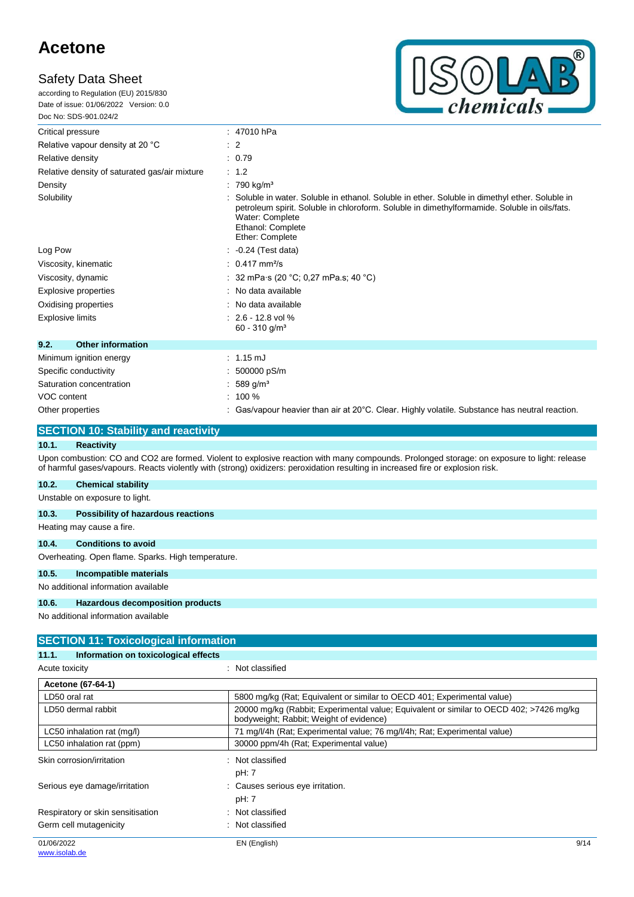| | |
|---|---|
| Critical pressure | : 47010 hPa |
| Relative vapour density at 20 °C | : 2 |
| Relative density | : 0.79 |
| Relative density of saturated gas/air mixture | : 1.2 |
| Density | : 790 kg/m³ |
| Solubility | : Soluble in water. Soluble in ethanol. Soluble in ether. Soluble in dimethyl ether. Soluble in petroleum spirit. Soluble in chloroform. Soluble in dimethylformamide. Soluble in oils/fats. Water: Complete Ethanol: Complete Ether: Complete |
| Log Pow | : -0.24 (Test data) |
| Viscosity, kinematic | : 0.417 mm²/s |
| Viscosity, dynamic | : 32 mPa·s (20 °C; 0,27 mPa.s; 40 °C) |
| Explosive properties | : No data available |
| Oxidising properties | : No data available |
| Explosive limits | : 2.6 - 12.8 vol % 60 - 310 g/m³ |

### 9.2. Other information

| | |
|---|---|
| Minimum ignition energy | : 1.15 mJ |
| Specific conductivity | : 500000 pS/m |
| Saturation concentration | : 589 g/m³ |
| VOC content | : 100 % |
| Other properties | : Gas/vapour heavier than air at 20°C. Clear. Highly volatile. Substance has neutral reaction. |

## SECTION 10: Stability and reactivity

### 10.1. Reactivity

Upon combustion: CO and CO2 are formed. Violent to explosive reaction with many compounds. Prolonged storage: on exposure to light: release of harmful gases/vapours. Reacts violently with (strong) oxidizers: peroxidation resulting in increased fire or explosion risk.

### 10.2. Chemical stability

Unstable on exposure to light.

### 10.3. Possibility of hazardous reactions

Heating may cause a fire.

### 10.4. Conditions to avoid

Overheating. Open flame. Sparks. High temperature.

### 10.5. Incompatible materials

No additional information available

### 10.6. Hazardous decomposition products

No additional information available

## SECTION 11: Toxicological information

### 11.1. Information on toxicological effects

Acute toxicity : Not classified

| Acetone (67-64-1) | |
|---|---|
| LD50 oral rat | 5800 mg/kg (Rat; Equivalent or similar to OECD 401; Experimental value) |
| LD50 dermal rabbit | 20000 mg/kg (Rabbit; Experimental value; Equivalent or similar to OECD 402; >7426 mg/kg bodyweight; Rabbit; Weight of evidence) |
| LC50 inhalation rat (mg/l) | 71 mg/l/4h (Rat; Experimental value; 76 mg/l/4h; Rat; Experimental value) |
| LC50 inhalation rat (ppm) | 30000 ppm/4h (Rat; Experimental value) |

| | |
|---|---|
| Skin corrosion/irritation | : Not classified<br>pH: 7 |
| Serious eye damage/irritation | : Causes serious eye irritation.<br>pH: 7 |
| Respiratory or skin sensitisation | : Not classified |
| Germ cell mutagenicity | : Not classified |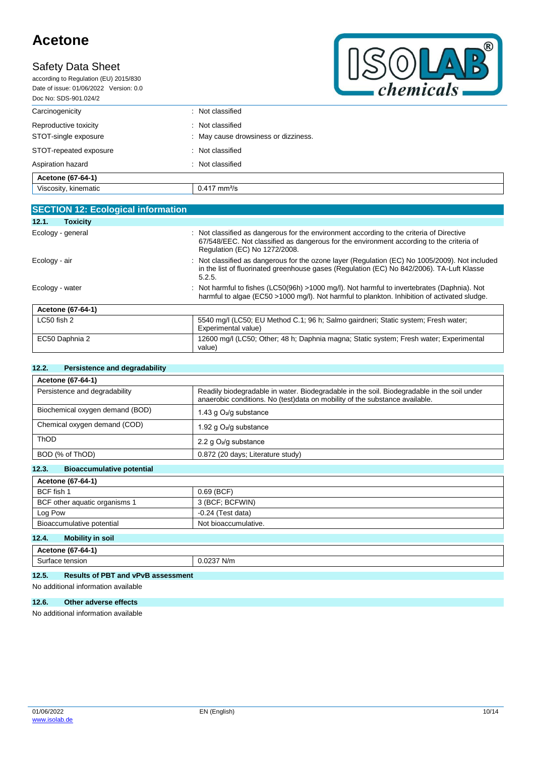| | |
|---|---|
| Carcinogenicity | : Not classified |
| Reproductive toxicity | : Not classified |
| STOT-single exposure | : May cause drowsiness or dizziness. |
| STOT-repeated exposure | : Not classified |
| Aspiration hazard | : Not classified |

| Acetone (67-64-1) | |
|---|---|
| Viscosity, kinematic | 0.417 $mm^2/s$ |

## SECTION 12: Ecological information

### 12.1. Toxicity

| | |
|---|---|
| Ecology - general | : Not classified as dangerous for the environment according to the criteria of Directive 67/548/EEC. Not classified as dangerous for the environment according to the criteria of Regulation (EC) No 1272/2008. |
| Ecology - air | : Not classified as dangerous for the ozone layer (Regulation (EC) No 1005/2009). Not included in the list of fluorinated greenhouse gases (Regulation (EC) No 842/2006). TA-Luft Klasse 5.2.5. |
| Ecology - water | : Not harmful to fishes (LC50(96h) >1000 mg/l). Not harmful to invertebrates (Daphnia). Not harmful to algae (EC50 >1000 mg/l). Not harmful to plankton. Inhibition of activated sludge. |

| Acetone (67-64-1) | |
|---|---|
| LC50 fish 2 | 5540 mg/l (LC50; EU Method C.1; 96 h; Salmo gairdneri; Static system; Fresh water; Experimental value) |
| EC50 Daphnia 2 | 12600 mg/l (LC50; Other; 48 h; Daphnia magna; Static system; Fresh water; Experimental value) |

### 12.2. Persistence and degradability

| Acetone (67-64-1) | |
|---|---|
| Persistence and degradability | Readily biodegradable in water. Biodegradable in the soil. Biodegradable in the soil under anaerobic conditions. No (test)data on mobility of the substance available. |
| Biochemical oxygen demand (BOD) | 1.43 g $O_2$/g substance |
| Chemical oxygen demand (COD) | 1.92 g $O_2$/g substance |
| ThOD | 2.2 g $O_2$/g substance |
| BOD (% of ThOD) | 0.872 (20 days; Literature study) |

### 12.3. Bioaccumulative potential

| Acetone (67-64-1) | |
|---|---|
| BCF fish 1 | 0.69 (BCF) |
| BCF other aquatic organisms 1 | 3 (BCF; BCFWIN) |
| Log Pow | -0.24 (Test data) |
| Bioaccumulative potential | Not bioaccumulative. |

### 12.4. Mobility in soil

| Acetone (67-64-1) | |
|---|---|
| Surface tension | 0.0237 N/m |

### 12.5. Results of PBT and vPvB assessment

No additional information available

### 12.6. Other adverse effects

No additional information available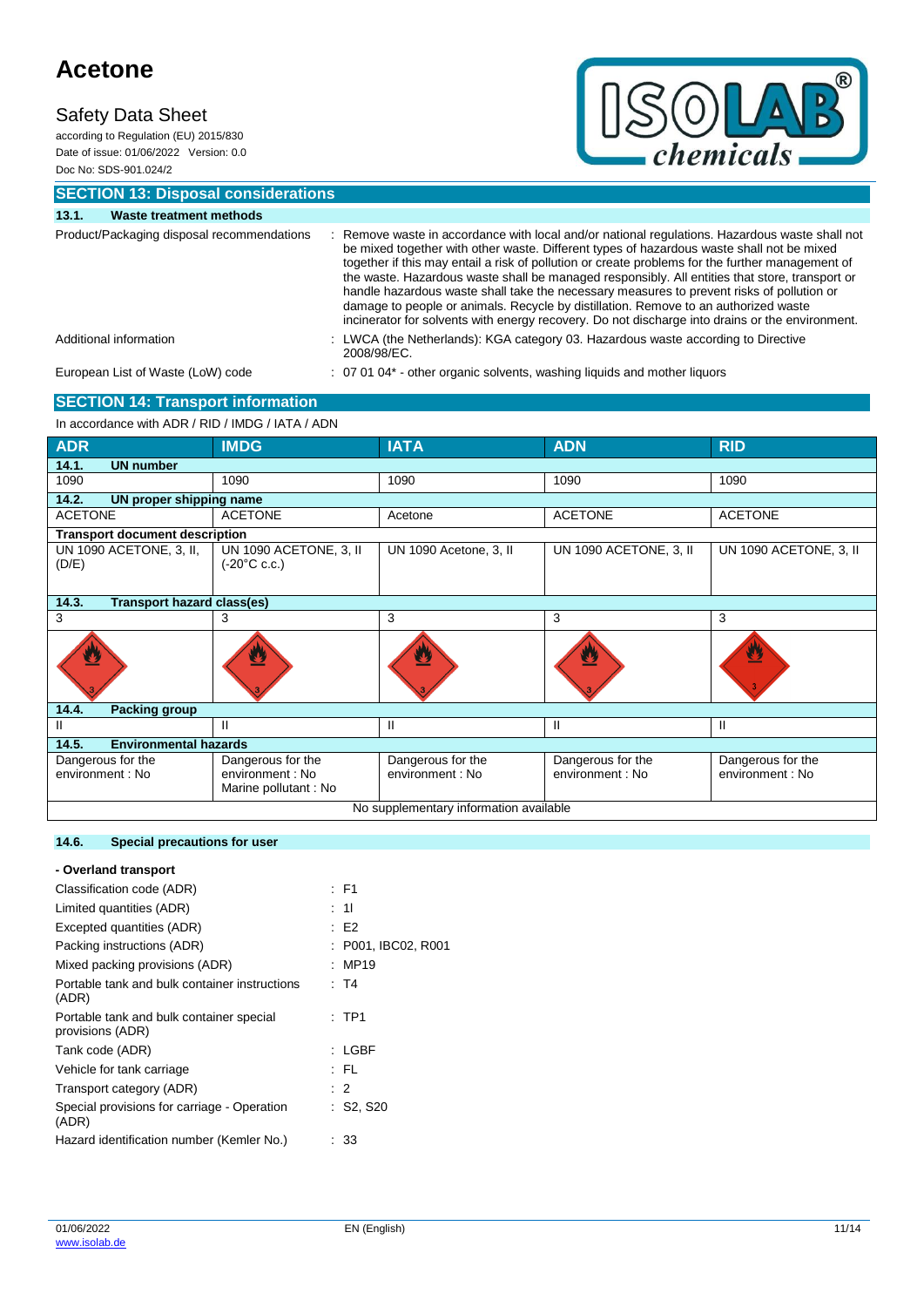## SECTION 13: Disposal considerations

### 13.1. Waste treatment methods

Product/Packaging disposal recommendations : Remove waste in accordance with local and/or national regulations. Hazardous waste shall not be mixed together with other waste. Different types of hazardous waste shall not be mixed together if this may entail a risk of pollution or create problems for the further management of the waste. Hazardous waste shall be managed responsibly. All entities that store, transport or handle hazardous waste shall take the necessary measures to prevent risks of pollution or damage to people or animals. Recycle by distillation. Remove to an authorized waste incinerator for solvents with energy recovery. Do not discharge into drains or the environment.

Additional information : LWCA (the Netherlands): KGA category 03. Hazardous waste according to Directive 2008/98/EC.

European List of Waste (LoW) code : 07 01 04* - other organic solvents, washing liquids and mother liquors

## SECTION 14: Transport information

In accordance with ADR / RID / IMDG / IATA / ADN

| ADR | IMDG | IATA | ADN | RID |
|---|---|---|---|---|
| **14.1. UN number** | | | | |
| 1090 | 1090 | 1090 | 1090 | 1090 |
| **14.2. UN proper shipping name** | | | | |
| ACETONE | ACETONE | Acetone | ACETONE | ACETONE |
| **Transport document description** | | | | |
| UN 1090 ACETONE, 3, II, (D/E) | UN 1090 ACETONE, 3, II (-20°C c.c.) | UN 1090 Acetone, 3, II | UN 1090 ACETONE, 3, II | UN 1090 ACETONE, 3, II |
| **14.3. Transport hazard class(es)** | | | | |
| 3 | 3 | 3 | 3 | 3 |
| **14.4. Packing group** | | | | |
| II | II | II | II | II |
| **14.5. Environmental hazards** | | | | |
| Dangerous for the environment : No | Dangerous for the environment : No<br>Marine pollutant : No | Dangerous for the environment : No | Dangerous for the environment : No | Dangerous for the environment : No |
| No supplementary information available | | | | |

### 14.6. Special precautions for user

**- Overland transport**

Classification code (ADR) : F1

Limited quantities (ADR) : 1l

Excepted quantities (ADR) : E2

Packing instructions (ADR) : P001, IBC02, R001

Mixed packing provisions (ADR) : MP19

Portable tank and bulk container instructions (ADR) : T4

Portable tank and bulk container special provisions (ADR) : TP1

Tank code (ADR) : LGBF

Vehicle for tank carriage : FL

Transport category (ADR) : 2

Special provisions for carriage - Operation (ADR) : S2, S20

Hazard identification number (Kemler No.) : 33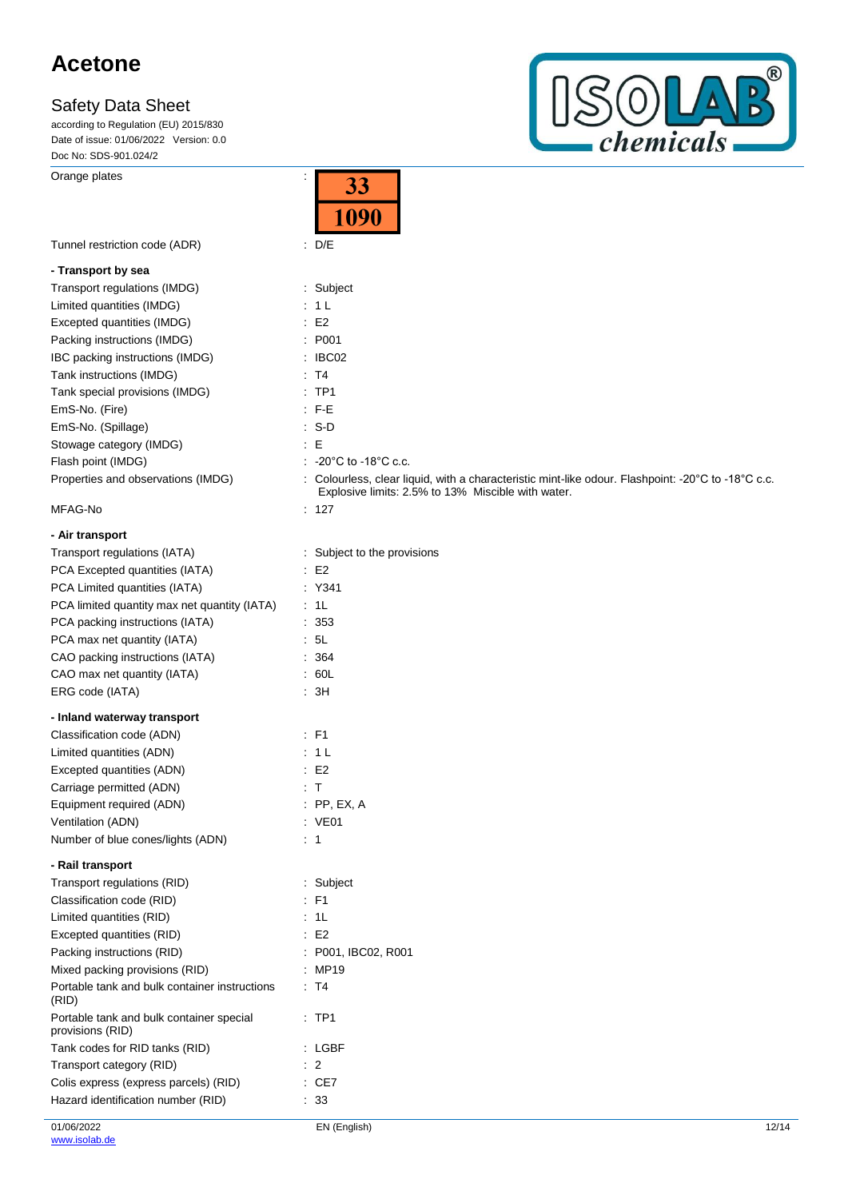| | |
|---|---|
| Orange plates | : 33 / 1090 |
| Tunnel restriction code (ADR) | : D/E |

**- Transport by sea**

| | |
|---|---|
| Transport regulations (IMDG) | : Subject |
| Limited quantities (IMDG) | : 1 L |
| Excepted quantities (IMDG) | : E2 |
| Packing instructions (IMDG) | : P001 |
| IBC packing instructions (IMDG) | : IBC02 |
| Tank instructions (IMDG) | : T4 |
| Tank special provisions (IMDG) | : TP1 |
| EmS-No. (Fire) | : F-E |
| EmS-No. (Spillage) | : S-D |
| Stowage category (IMDG) | : E |
| Flash point (IMDG) | : -20°C to -18°C c.c. |
| Properties and observations (IMDG) | : Colourless, clear liquid, with a characteristic mint-like odour. Flashpoint: -20°C to -18°C c.c. Explosive limits: 2.5% to 13% Miscible with water. |
| MFAG-No | : 127 |

**- Air transport**

| | |
|---|---|
| Transport regulations (IATA) | : Subject to the provisions |
| PCA Excepted quantities (IATA) | : E2 |
| PCA Limited quantities (IATA) | : Y341 |
| PCA limited quantity max net quantity (IATA) | : 1L |
| PCA packing instructions (IATA) | : 353 |
| PCA max net quantity (IATA) | : 5L |
| CAO packing instructions (IATA) | : 364 |
| CAO max net quantity (IATA) | : 60L |
| ERG code (IATA) | : 3H |

**- Inland waterway transport**

| | |
|---|---|
| Classification code (ADN) | : F1 |
| Limited quantities (ADN) | : 1 L |
| Excepted quantities (ADN) | : E2 |
| Carriage permitted (ADN) | : T |
| Equipment required (ADN) | : PP, EX, A |
| Ventilation (ADN) | : VE01 |
| Number of blue cones/lights (ADN) | : 1 |

**- Rail transport**

| | |
|---|---|
| Transport regulations (RID) | : Subject |
| Classification code (RID) | : F1 |
| Limited quantities (RID) | : 1L |
| Excepted quantities (RID) | : E2 |
| Packing instructions (RID) | : P001, IBC02, R001 |
| Mixed packing provisions (RID) | : MP19 |
| Portable tank and bulk container instructions (RID) | : T4 |
| Portable tank and bulk container special provisions (RID) | : TP1 |
| Tank codes for RID tanks (RID) | : LGBF |
| Transport category (RID) | : 2 |
| Colis express (express parcels) (RID) | : CE7 |
| Hazard identification number (RID) | : 33 |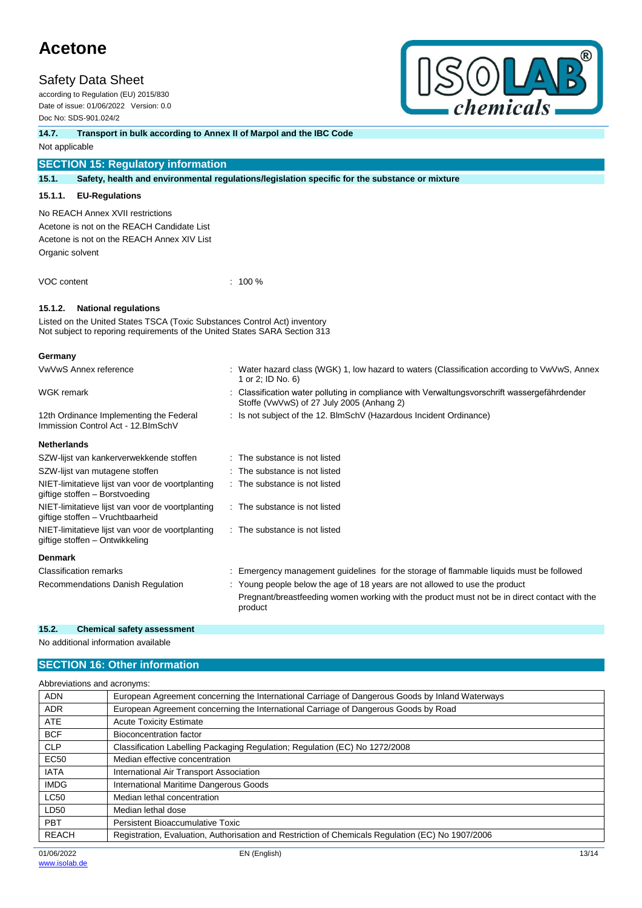### 14.7. Transport in bulk according to Annex II of Marpol and the IBC Code

Not applicable

## SECTION 15: Regulatory information

### 15.1. Safety, health and environmental regulations/legislation specific for the substance or mixture

#### 15.1.1. EU-Regulations

No REACH Annex XVII restrictions
Acetone is not on the REACH Candidate List
Acetone is not on the REACH Annex XIV List
Organic solvent

VOC content : 100 %

#### 15.1.2. National regulations

Listed on the United States TSCA (Toxic Substances Control Act) inventory
Not subject to reporing requirements of the United States SARA Section 313

**Germany**

| | |
|---|---|
| VwVwS Annex reference | : Water hazard class (WGK) 1, low hazard to waters (Classification according to VwVwS, Annex 1 or 2; ID No. 6) |
| WGK remark | : Classification water polluting in compliance with Verwaltungsvorschrift wassergefährdender Stoffe (VwVwS) of 27 July 2005 (Anhang 2) |
| 12th Ordinance Implementing the Federal Immission Control Act - 12.BImSchV | : Is not subject of the 12. BlmSchV (Hazardous Incident Ordinance) |

**Netherlands**

| | |
|---|---|
| SZW-lijst van kankerverwekkende stoffen | : The substance is not listed |
| SZW-lijst van mutagene stoffen | : The substance is not listed |
| NIET-limitatieve lijst van voor de voortplanting giftige stoffen – Borstvoeding | : The substance is not listed |
| NIET-limitatieve lijst van voor de voortplanting giftige stoffen – Vruchtbaarheid | : The substance is not listed |
| NIET-limitatieve lijst van voor de voortplanting giftige stoffen – Ontwikkeling | : The substance is not listed |

**Denmark**

| | |
|---|---|
| Classification remarks | : Emergency management guidelines for the storage of flammable liquids must be followed |
| Recommendations Danish Regulation | : Young people below the age of 18 years are not allowed to use the product<br>Pregnant/breastfeeding women working with the product must not be in direct contact with the product |

### 15.2. Chemical safety assessment

No additional information available

## SECTION 16: Other information

Abbreviations and acronyms:

| | |
|---|---|
| ADN | European Agreement concerning the International Carriage of Dangerous Goods by Inland Waterways |
| ADR | European Agreement concerning the International Carriage of Dangerous Goods by Road |
| ATE | Acute Toxicity Estimate |
| BCF | Bioconcentration factor |
| CLP | Classification Labelling Packaging Regulation; Regulation (EC) No 1272/2008 |
| EC50 | Median effective concentration |
| IATA | International Air Transport Association |
| IMDG | International Maritime Dangerous Goods |
| LC50 | Median lethal concentration |
| LD50 | Median lethal dose |
| PBT | Persistent Bioaccumulative Toxic |
| REACH | Registration, Evaluation, Authorisation and Restriction of Chemicals Regulation (EC) No 1907/2006 |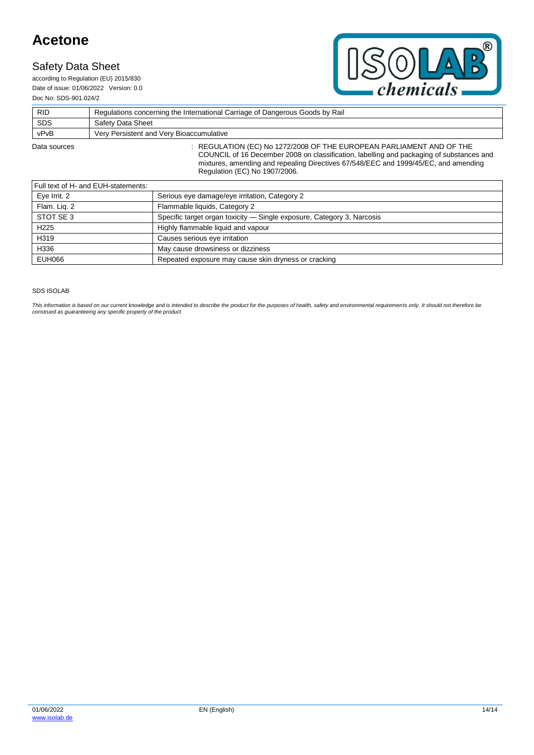| | |
|---|---|
| RID | Regulations concerning the International Carriage of Dangerous Goods by Rail |
| SDS | Safety Data Sheet |
| vPvB | Very Persistent and Very Bioaccumulative |

Data sources : REGULATION (EC) No 1272/2008 OF THE EUROPEAN PARLIAMENT AND OF THE COUNCIL of 16 December 2008 on classification, labelling and packaging of substances and mixtures, amending and repealing Directives 67/548/EEC and 1999/45/EC, and amending Regulation (EC) No 1907/2006.

| Full text of H- and EUH-statements: | |
|---|---|
| Eye Irrit. 2 | Serious eye damage/eye irritation, Category 2 |
| Flam. Liq. 2 | Flammable liquids, Category 2 |
| STOT SE 3 | Specific target organ toxicity — Single exposure, Category 3, Narcosis |
| H225 | Highly flammable liquid and vapour |
| H319 | Causes serious eye irritation |
| H336 | May cause drowsiness or dizziness |
| EUH066 | Repeated exposure may cause skin dryness or cracking |

SDS ISOLAB

*This information is based on our current knowledge and is intended to describe the product for the purposes of health, safety and environmental requirements only. It should not therefore be construed as guaranteeing any specific property of the product*